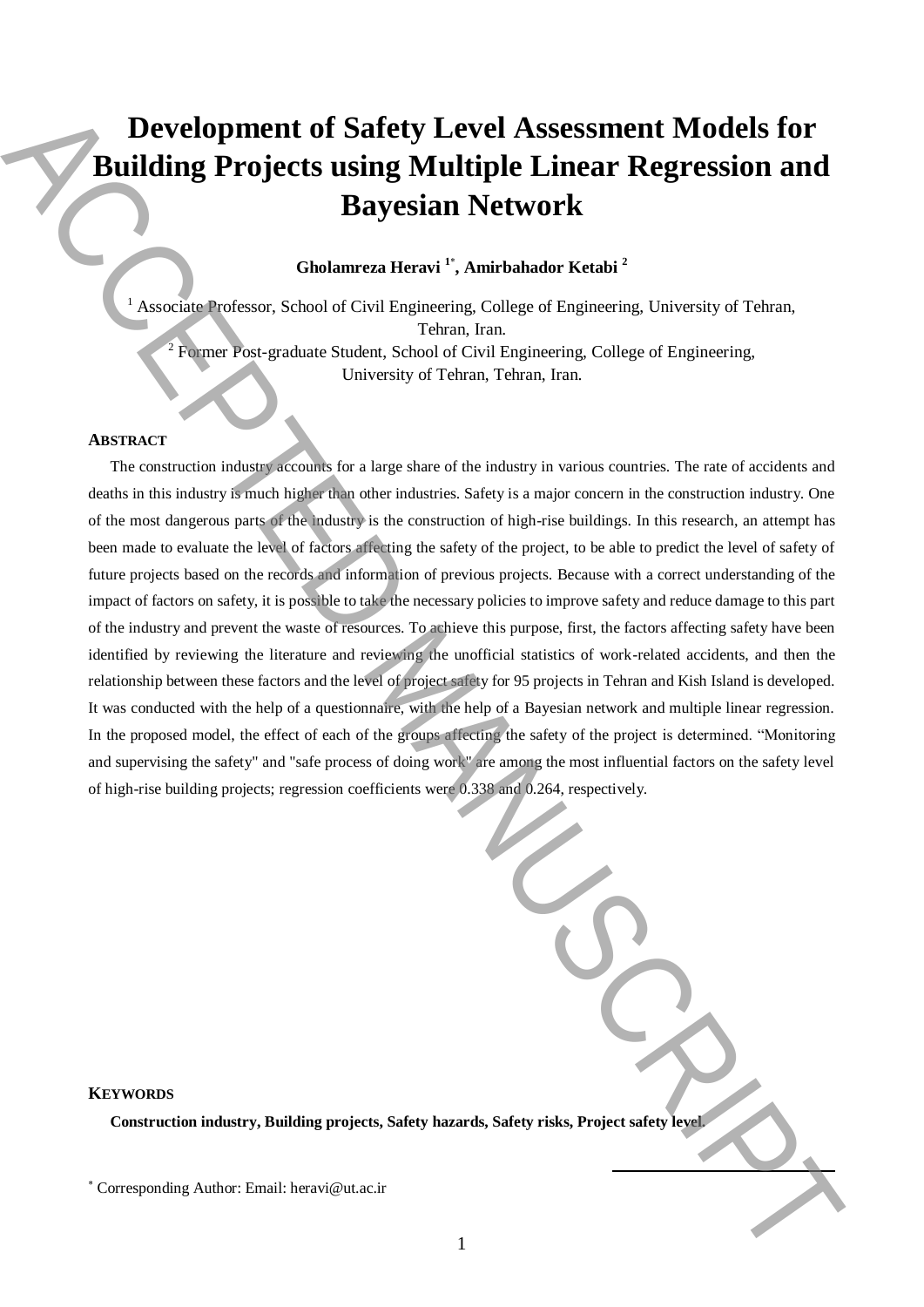# Development of Safety Level Assessment Models for Building Projects using Multiple Linear Regression and Bayesian Network

**Gholamreza Heravi [1*], Amirbahador Ketabi [2]**

[1] Associate Professor, School of Civil Engineering, College of Engineering, University of Tehran, Tehran, Iran.

[2] Former Post-graduate Student, School of Civil Engineering, College of Engineering, University of Tehran, Tehran, Iran.

## ABSTRACT

The construction industry accounts for a large share of the industry in various countries. The rate of accidents and deaths in this industry is much higher than other industries. Safety is a major concern in the construction industry. One of the most dangerous parts of the industry is the construction of high-rise buildings. In this research, an attempt has been made to evaluate the level of factors affecting the safety of the project, to be able to predict the level of safety of future projects based on the records and information of previous projects. Because with a correct understanding of the impact of factors on safety, it is possible to take the necessary policies to improve safety and reduce damage to this part of the industry and prevent the waste of resources. To achieve this purpose, first, the factors affecting safety have been identified by reviewing the literature and reviewing the unofficial statistics of work-related accidents, and then the relationship between these factors and the level of project safety for 95 projects in Tehran and Kish Island is developed. It was conducted with the help of a questionnaire, with the help of a Bayesian network and multiple linear regression. In the proposed model, the effect of each of the groups affecting the safety of the project is determined. "Monitoring and supervising the safety" and "safe process of doing work" are among the most influential factors on the safety level of high-rise building projects; regression coefficients were 0.338 and 0.264, respectively.

## KEYWORDS

**Construction industry, Building projects, Safety hazards, Safety risks, Project safety level.**

[*] Corresponding Author: Email: heravi@ut.ac.ir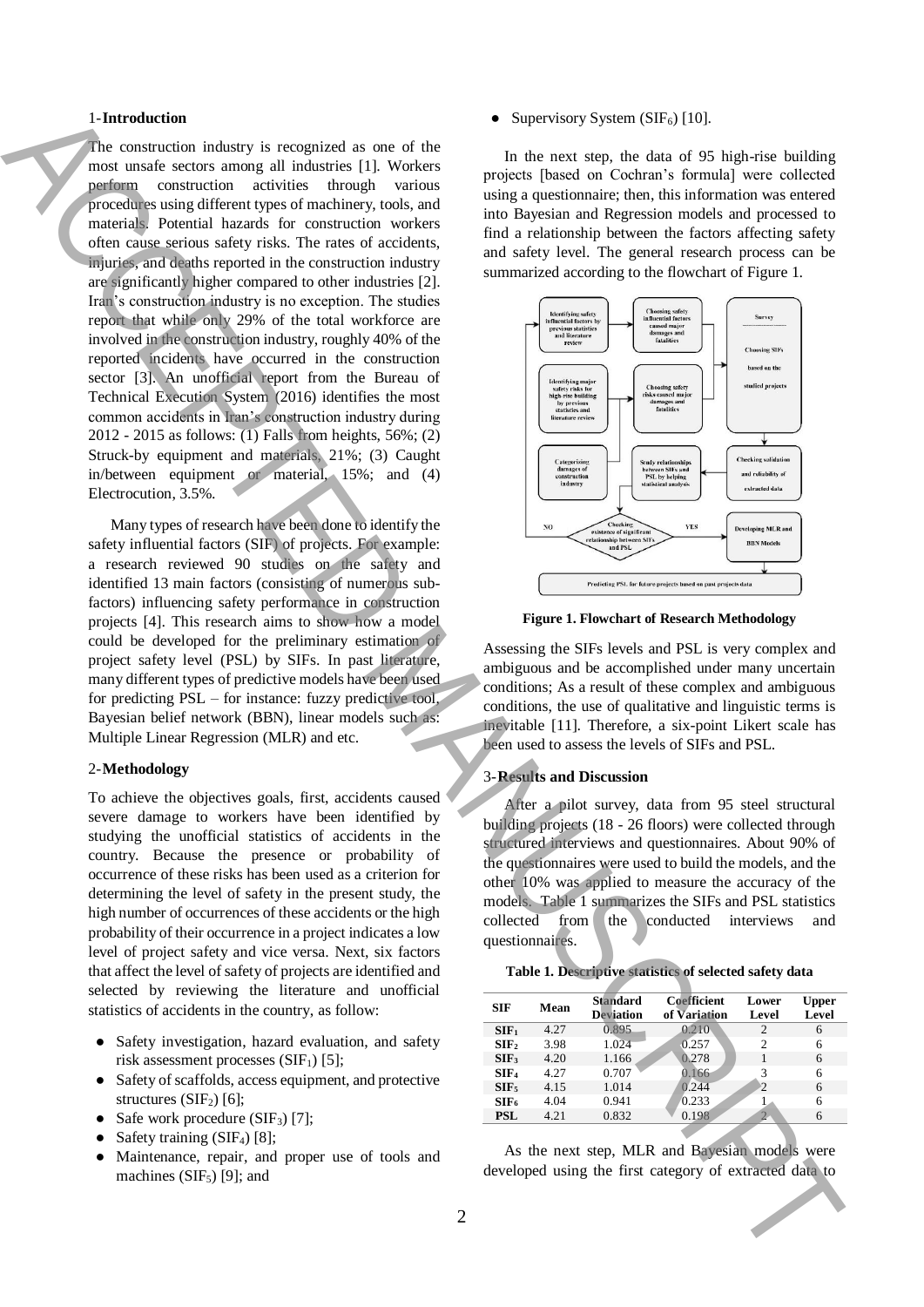## 1-Introduction

The construction industry is recognized as one of the most unsafe sectors among all industries [1]. Workers perform construction activities through various procedures using different types of machinery, tools, and materials. Potential hazards for construction workers often cause serious safety risks. The rates of accidents, injuries, and deaths reported in the construction industry are significantly higher compared to other industries [2]. Iran's construction industry is no exception. The studies report that while only 29% of the total workforce are involved in the construction industry, roughly 40% of the reported incidents have occurred in the construction sector [3]. An unofficial report from the Bureau of Technical Execution System (2016) identifies the most common accidents in Iran's construction industry during 2012 - 2015 as follows: (1) Falls from heights, 56%; (2) Struck-by equipment and materials, 21%; (3) Caught in/between equipment or material, 15%; and (4) Electrocution, 3.5%.

Many types of research have been done to identify the safety influential factors (SIF) of projects. For example: a research reviewed 90 studies on the safety and identified 13 main factors (consisting of numerous sub-factors) influencing safety performance in construction projects [4]. This research aims to show how a model could be developed for the preliminary estimation of project safety level (PSL) by SIFs. In past literature, many different types of predictive models have been used for predicting PSL – for instance: fuzzy predictive tool, Bayesian belief network (BBN), linear models such as: Multiple Linear Regression (MLR) and etc.

## 2-Methodology

To achieve the objectives goals, first, accidents caused severe damage to workers have been identified by studying the unofficial statistics of accidents in the country. Because the presence or probability of occurrence of these risks has been used as a criterion for determining the level of safety in the present study, the high number of occurrences of these accidents or the high probability of their occurrence in a project indicates a low level of project safety and vice versa. Next, six factors that affect the level of safety of projects are identified and selected by reviewing the literature and unofficial statistics of accidents in the country, as follow:

- Safety investigation, hazard evaluation, and safety risk assessment processes ($SIF_1$) [5];
- Safety of scaffolds, access equipment, and protective structures ($SIF_2$) [6];
- Safe work procedure ($SIF_3$) [7];
- Safety training ($SIF_4$) [8];
- Maintenance, repair, and proper use of tools and machines ($SIF_5$) [9]; and
- Supervisory System ($SIF_6$) [10].

In the next step, the data of 95 high-rise building projects [based on Cochran's formula] were collected using a questionnaire; then, this information was entered into Bayesian and Regression models and processed to find a relationship between the factors affecting safety and safety level. The general research process can be summarized according to the flowchart of Figure 1.

**Figure 1. Flowchart of Research Methodology**

Assessing the SIFs levels and PSL is very complex and ambiguous and be accomplished under many uncertain conditions; As a result of these complex and ambiguous conditions, the use of qualitative and linguistic terms is inevitable [11]. Therefore, a six-point Likert scale has been used to assess the levels of SIFs and PSL.

## 3-Results and Discussion

After a pilot survey, data from 95 steel structural building projects (18 - 26 floors) were collected through structured interviews and questionnaires. About 90% of the questionnaires were used to build the models, and the other 10% was applied to measure the accuracy of the models. Table 1 summarizes the SIFs and PSL statistics collected from the conducted interviews and questionnaires.

**Table 1. Descriptive statistics of selected safety data**

| SIF | Mean | Standard Deviation | Coefficient of Variation | Lower Level | Upper Level |
|---|---|---|---|---|---|
| $SIF_1$ | 4.27 | 0.895 | 0.210 | 2 | 6 |
| $SIF_2$ | 3.98 | 1.024 | 0.257 | 2 | 6 |
| $SIF_3$ | 4.20 | 1.166 | 0.278 | 1 | 6 |
| $SIF_4$ | 4.27 | 0.707 | 0.166 | 3 | 6 |
| $SIF_5$ | 4.15 | 1.014 | 0.244 | 2 | 6 |
| $SIF_6$ | 4.04 | 0.941 | 0.233 | 1 | 6 |
| PSL | 4.21 | 0.832 | 0.198 | 2 | 6 |

As the next step, MLR and Bayesian models were developed using the first category of extracted data to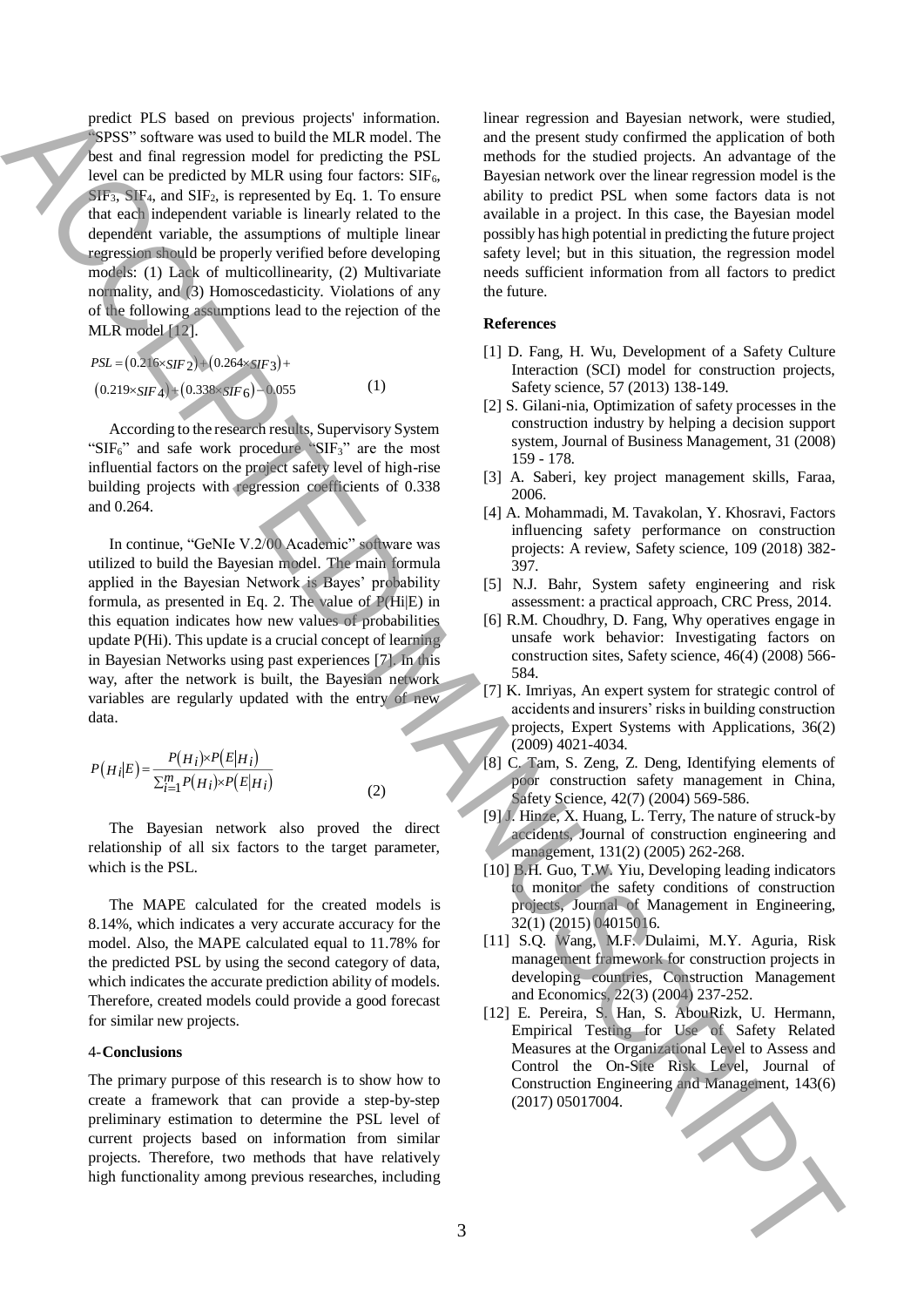predict PLS based on previous projects' information. "SPSS" software was used to build the MLR model. The best and final regression model for predicting the PSL level can be predicted by MLR using four factors: $SIF_6$, $SIF_3$, $SIF_4$, and $SIF_2$, is represented by Eq. 1. To ensure that each independent variable is linearly related to the dependent variable, the assumptions of multiple linear regression should be properly verified before developing models: (1) Lack of multicollinearity, (2) Multivariate normality, and (3) Homoscedasticity. Violations of any of the following assumptions lead to the rejection of the MLR model [12].

$$PSL = (0.216 \times SIF_2) + (0.264 \times SIF_3) + (0.219 \times SIF_4) + (0.338 \times SIF_6) - 0.055 \quad (1)$$

According to the research results, Supervisory System "$SIF_6$" and safe work procedure "$SIF_3$" are the most influential factors on the project safety level of high-rise building projects with regression coefficients of 0.338 and 0.264.

In continue, "GeNIe V.2/00 Academic" software was utilized to build the Bayesian model. The main formula applied in the Bayesian Network is Bayes' probability formula, as presented in Eq. 2. The value of P(Hi|E) in this equation indicates how new values of probabilities update P(Hi). This update is a crucial concept of learning in Bayesian Networks using past experiences [7]. In this way, after the network is built, the Bayesian network variables are regularly updated with the entry of new data.

$$P(H_i|E) = \frac{P(H_i) \times P(E|H_i)}{\sum_{i=1}^{m} P(H_i) \times P(E|H_i)} \quad (2)$$

The Bayesian network also proved the direct relationship of all six factors to the target parameter, which is the PSL.

The MAPE calculated for the created models is 8.14%, which indicates a very accurate accuracy for the model. Also, the MAPE calculated equal to 11.78% for the predicted PSL by using the second category of data, which indicates the accurate prediction ability of models. Therefore, created models could provide a good forecast for similar new projects.

## 4- Conclusions

The primary purpose of this research is to show how to create a framework that can provide a step-by-step preliminary estimation to determine the PSL level of current projects based on information from similar projects. Therefore, two methods that have relatively high functionality among previous researches, including linear regression and Bayesian network, were studied, and the present study confirmed the application of both methods for the studied projects. An advantage of the Bayesian network over the linear regression model is the ability to predict PSL when some factors data is not available in a project. In this case, the Bayesian model possibly has high potential in predicting the future project safety level; but in this situation, the regression model needs sufficient information from all factors to predict the future.

## References

[1] D. Fang, H. Wu, Development of a Safety Culture Interaction (SCI) model for construction projects, Safety science, 57 (2013) 138-149.

[2] S. Gilani-nia, Optimization of safety processes in the construction industry by helping a decision support system, Journal of Business Management, 31 (2008) 159 - 178.

[3] A. Saberi, key project management skills, Faraa, 2006.

[4] A. Mohammadi, M. Tavakolan, Y. Khosravi, Factors influencing safety performance on construction projects: A review, Safety science, 109 (2018) 382-397.

[5] N.J. Bahr, System safety engineering and risk assessment: a practical approach, CRC Press, 2014.

[6] R.M. Choudhry, D. Fang, Why operatives engage in unsafe work behavior: Investigating factors on construction sites, Safety science, 46(4) (2008) 566-584.

[7] K. Imriyas, An expert system for strategic control of accidents and insurers' risks in building construction projects, Expert Systems with Applications, 36(2) (2009) 4021-4034.

[8] C. Tam, S. Zeng, Z. Deng, Identifying elements of poor construction safety management in China, Safety Science, 42(7) (2004) 569-586.

[9] J. Hinze, X. Huang, L. Terry, The nature of struck-by accidents, Journal of construction engineering and management, 131(2) (2005) 262-268.

[10] B.H. Guo, T.W. Yiu, Developing leading indicators to monitor the safety conditions of construction projects, Journal of Management in Engineering, 32(1) (2015) 04015016.

[11] S.Q. Wang, M.F. Dulaimi, M.Y. Aguria, Risk management framework for construction projects in developing countries, Construction Management and Economics, 22(3) (2004) 237-252.

[12] E. Pereira, S. Han, S. AbouRizk, U. Hermann, Empirical Testing for Use of Safety Related Measures at the Organizational Level to Assess and Control the On-Site Risk Level, Journal of Construction Engineering and Management, 143(6) (2017) 05017004.